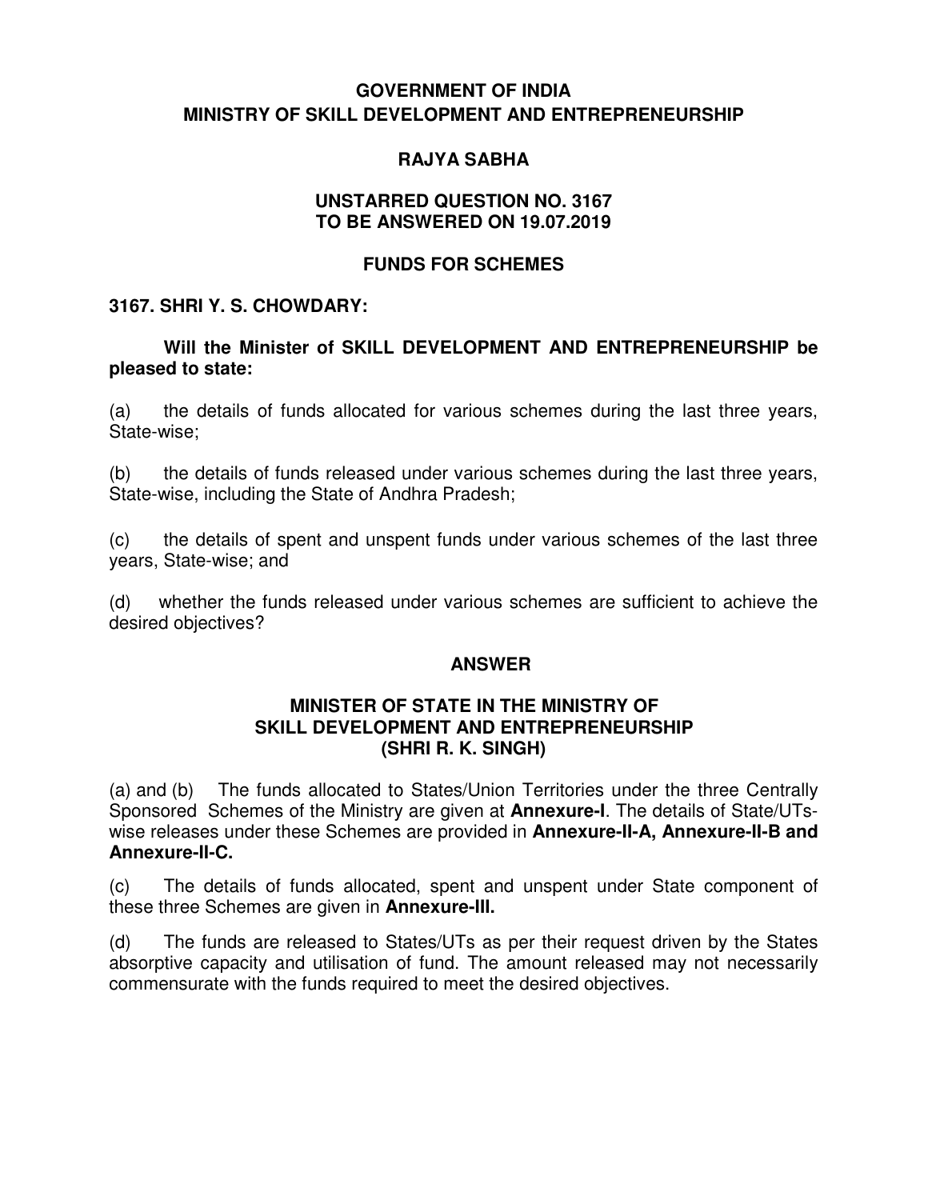**GOVERNMENT OF INDIA**
**MINISTRY OF SKILL DEVELOPMENT AND ENTREPRENEURSHIP**

**RAJYA SABHA**

**UNSTARRED QUESTION NO. 3167**
**TO BE ANSWERED ON 19.07.2019**

**FUNDS FOR SCHEMES**

**3167. SHRI Y. S. CHOWDARY:**

**Will the Minister of SKILL DEVELOPMENT AND ENTREPRENEURSHIP be pleased to state:**

(a) the details of funds allocated for various schemes during the last three years, State-wise;

(b) the details of funds released under various schemes during the last three years, State-wise, including the State of Andhra Pradesh;

(c) the details of spent and unspent funds under various schemes of the last three years, State-wise; and

(d) whether the funds released under various schemes are sufficient to achieve the desired objectives?

**ANSWER**

**MINISTER OF STATE IN THE MINISTRY OF**
**SKILL DEVELOPMENT AND ENTREPRENEURSHIP**
**(SHRI R. K. SINGH)**

(a) and (b) The funds allocated to States/Union Territories under the three Centrally Sponsored Schemes of the Ministry are given at **Annexure-I**. The details of State/UTs-wise releases under these Schemes are provided in **Annexure-II-A, Annexure-II-B and Annexure-II-C.**

(c) The details of funds allocated, spent and unspent under State component of these three Schemes are given in **Annexure-III.**

(d) The funds are released to States/UTs as per their request driven by the States absorptive capacity and utilisation of fund. The amount released may not necessarily commensurate with the funds required to meet the desired objectives.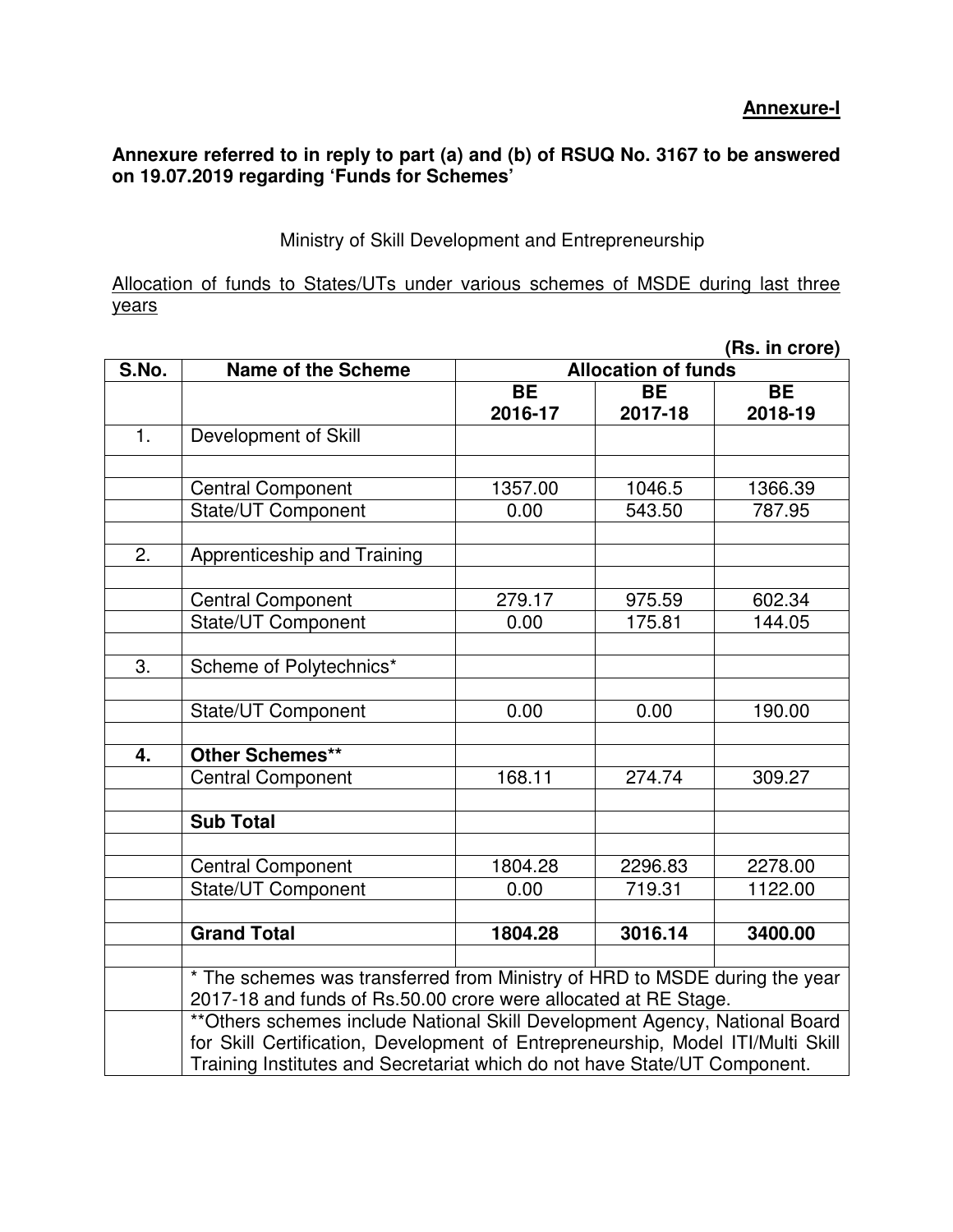**Annexure-I**

**Annexure referred to in reply to part (a) and (b) of RSUQ No. 3167 to be answered on 19.07.2019 regarding 'Funds for Schemes'**

Ministry of Skill Development and Entrepreneurship

Allocation of funds to States/UTs under various schemes of MSDE during last three years

**(Rs. in crore)**

| S.No. | Name of the Scheme | Allocation of funds | | |
|---|---|---|---|---|
| | | **BE 2016-17** | **BE 2017-18** | **BE 2018-19** |
| 1. | Development of Skill | | | |
| | | | | |
| | Central Component | 1357.00 | 1046.5 | 1366.39 |
| | State/UT Component | 0.00 | 543.50 | 787.95 |
| | | | | |
| 2. | Apprenticeship and Training | | | |
| | | | | |
| | Central Component | 279.17 | 975.59 | 602.34 |
| | State/UT Component | 0.00 | 175.81 | 144.05 |
| | | | | |
| 3. | Scheme of Polytechnics* | | | |
| | | | | |
| | State/UT Component | 0.00 | 0.00 | 190.00 |
| | | | | |
| **4.** | **Other Schemes**** | | | |
| | Central Component | 168.11 | 274.74 | 309.27 |
| | | | | |
| | **Sub Total** | | | |
| | | | | |
| | Central Component | 1804.28 | 2296.83 | 2278.00 |
| | State/UT Component | 0.00 | 719.31 | 1122.00 |
| | | | | |
| | **Grand Total** | **1804.28** | **3016.14** | **3400.00** |
| | | | | |
| | * The schemes was transferred from Ministry of HRD to MSDE during the year 2017-18 and funds of Rs.50.00 crore were allocated at RE Stage. | | | |
| | **Others schemes include National Skill Development Agency, National Board for Skill Certification, Development of Entrepreneurship, Model ITI/Multi Skill Training Institutes and Secretariat which do not have State/UT Component. | | | |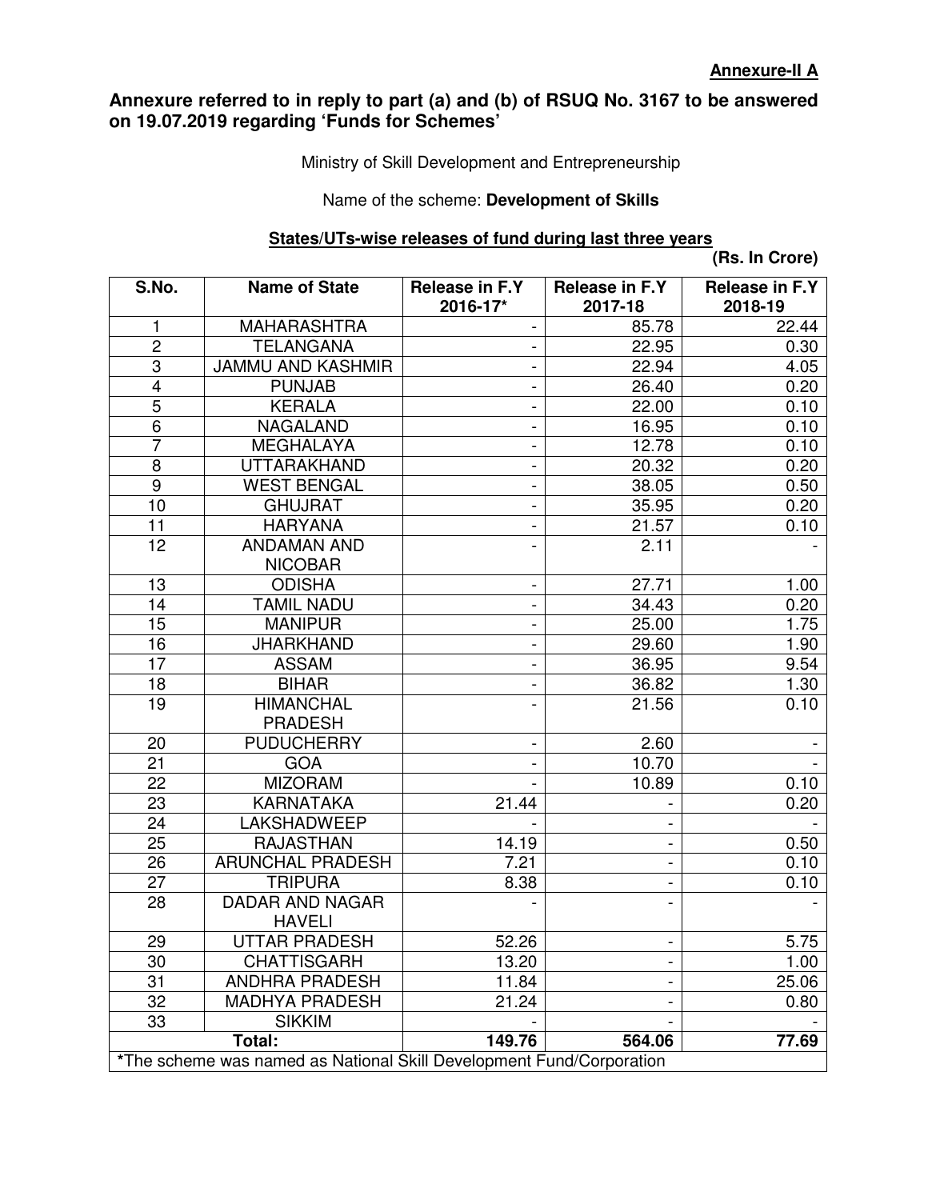**Annexure-II A**

## Annexure referred to in reply to part (a) and (b) of RSUQ No. 3167 to be answered on 19.07.2019 regarding 'Funds for Schemes'

Ministry of Skill Development and Entrepreneurship

Name of the scheme: **Development of Skills**

**States/UTs-wise releases of fund during last three years**

**(Rs. In Crore)**

| S.No. | Name of State | Release in F.Y 2016-17* | Release in F.Y 2017-18 | Release in F.Y 2018-19 |
|---|---|---|---|---|
| 1 | MAHARASHTRA | - | 85.78 | 22.44 |
| 2 | TELANGANA | - | 22.95 | 0.30 |
| 3 | JAMMU AND KASHMIR | - | 22.94 | 4.05 |
| 4 | PUNJAB | - | 26.40 | 0.20 |
| 5 | KERALA | - | 22.00 | 0.10 |
| 6 | NAGALAND | - | 16.95 | 0.10 |
| 7 | MEGHALAYA | - | 12.78 | 0.10 |
| 8 | UTTARAKHAND | - | 20.32 | 0.20 |
| 9 | WEST BENGAL | - | 38.05 | 0.50 |
| 10 | GHUJRAT | - | 35.95 | 0.20 |
| 11 | HARYANA | - | 21.57 | 0.10 |
| 12 | ANDAMAN AND NICOBAR | - | 2.11 | - |
| 13 | ODISHA | - | 27.71 | 1.00 |
| 14 | TAMIL NADU | - | 34.43 | 0.20 |
| 15 | MANIPUR | - | 25.00 | 1.75 |
| 16 | JHARKHAND | - | 29.60 | 1.90 |
| 17 | ASSAM | - | 36.95 | 9.54 |
| 18 | BIHAR | - | 36.82 | 1.30 |
| 19 | HIMANCHAL PRADESH | - | 21.56 | 0.10 |
| 20 | PUDUCHERRY | - | 2.60 | - |
| 21 | GOA | - | 10.70 | - |
| 22 | MIZORAM | - | 10.89 | 0.10 |
| 23 | KARNATAKA | 21.44 | - | 0.20 |
| 24 | LAKSHADWEEP | - | - | - |
| 25 | RAJASTHAN | 14.19 | - | 0.50 |
| 26 | ARUNCHAL PRADESH | 7.21 | - | 0.10 |
| 27 | TRIPURA | 8.38 | - | 0.10 |
| 28 | DADAR AND NAGAR HAVELI | - | - | - |
| 29 | UTTAR PRADESH | 52.26 | - | 5.75 |
| 30 | CHATTISGARH | 13.20 | - | 1.00 |
| 31 | ANDHRA PRADESH | 11.84 | - | 25.06 |
| 32 | MADHYA PRADESH | 21.24 | - | 0.80 |
| 33 | SIKKIM | - | - | - |
| **Total:** | | **149.76** | **564.06** | **77.69** |

***The scheme was named as National Skill Development Fund/Corporation**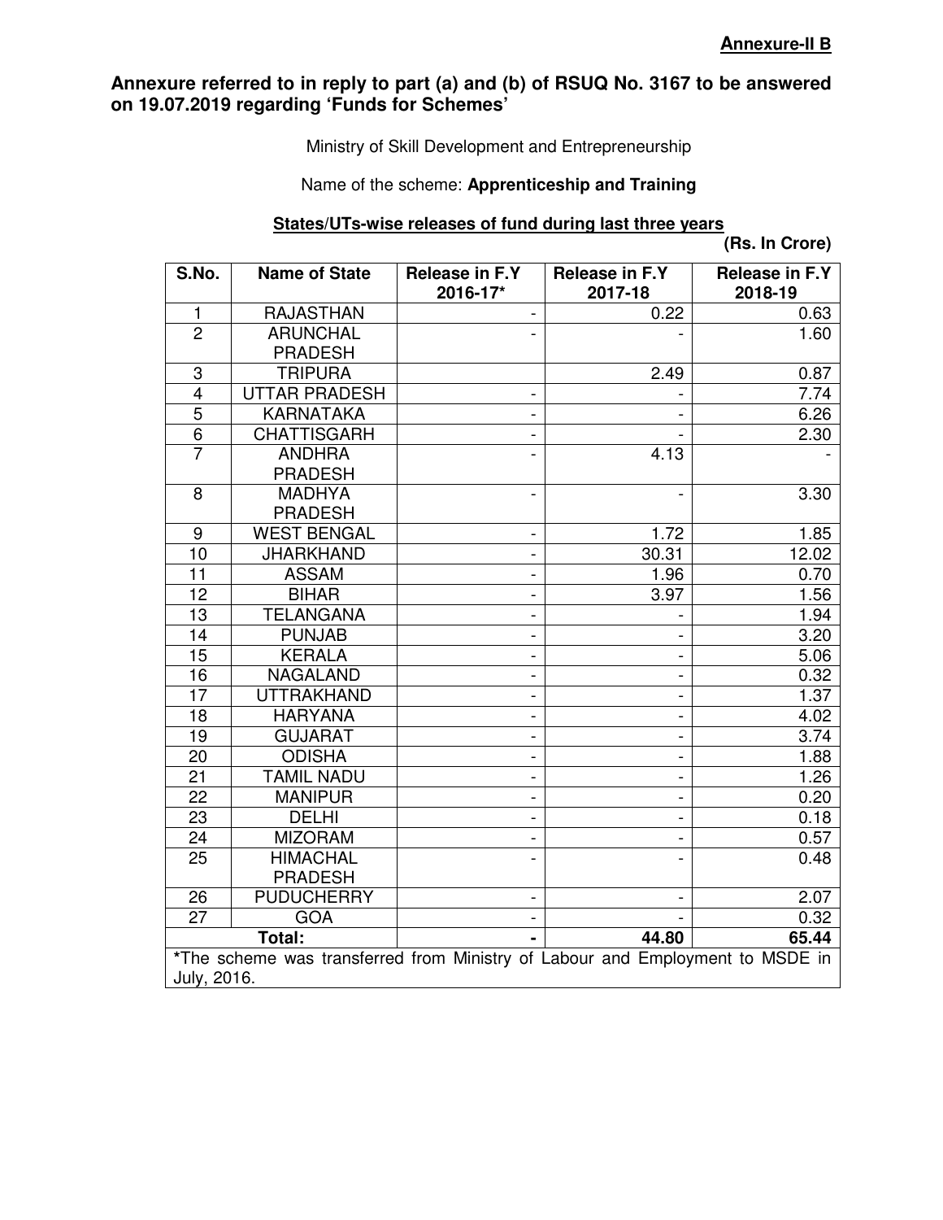**Annexure-II B**

## Annexure referred to in reply to part (a) and (b) of RSUQ No. 3167 to be answered on 19.07.2019 regarding 'Funds for Schemes'

Ministry of Skill Development and Entrepreneurship

Name of the scheme: **Apprenticeship and Training**

**States/UTs-wise releases of fund during last three years**

**(Rs. In Crore)**

| S.No. | Name of State | Release in F.Y 2016-17* | Release in F.Y 2017-18 | Release in F.Y 2018-19 |
|---|---|---|---|---|
| 1 | RAJASTHAN | - | 0.22 | 0.63 |
| 2 | ARUNCHAL PRADESH | - | - | 1.60 |
| 3 | TRIPURA | | 2.49 | 0.87 |
| 4 | UTTAR PRADESH | - | - | 7.74 |
| 5 | KARNATAKA | - | - | 6.26 |
| 6 | CHATTISGARH | - | - | 2.30 |
| 7 | ANDHRA PRADESH | - | 4.13 | - |
| 8 | MADHYA PRADESH | - | - | 3.30 |
| 9 | WEST BENGAL | - | 1.72 | 1.85 |
| 10 | JHARKHAND | - | 30.31 | 12.02 |
| 11 | ASSAM | - | 1.96 | 0.70 |
| 12 | BIHAR | - | 3.97 | 1.56 |
| 13 | TELANGANA | - | - | 1.94 |
| 14 | PUNJAB | - | - | 3.20 |
| 15 | KERALA | - | - | 5.06 |
| 16 | NAGALAND | - | - | 0.32 |
| 17 | UTTRAKHAND | - | - | 1.37 |
| 18 | HARYANA | - | - | 4.02 |
| 19 | GUJARAT | - | - | 3.74 |
| 20 | ODISHA | - | - | 1.88 |
| 21 | TAMIL NADU | - | - | 1.26 |
| 22 | MANIPUR | - | - | 0.20 |
| 23 | DELHI | - | - | 0.18 |
| 24 | MIZORAM | - | - | 0.57 |
| 25 | HIMACHAL PRADESH | - | - | 0.48 |
| 26 | PUDUCHERRY | - | - | 2.07 |
| 27 | GOA | - | - | 0.32 |
| **Total:** | | **-** | **44.80** | **65.44** |

***The scheme was transferred from Ministry of Labour and Employment to MSDE in July, 2016.**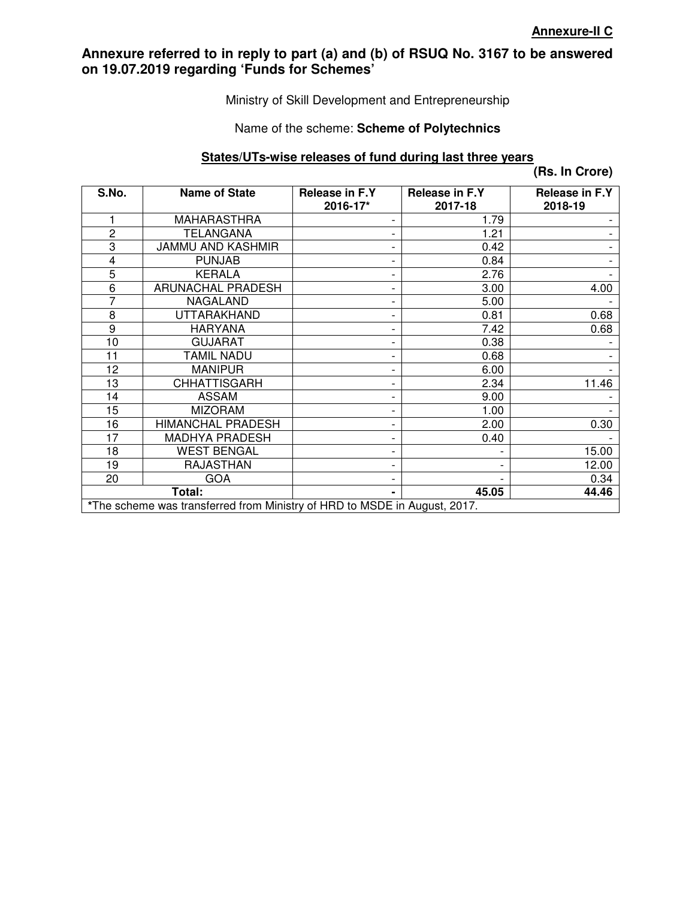**Annexure-II C**

## Annexure referred to in reply to part (a) and (b) of RSUQ No. 3167 to be answered on 19.07.2019 regarding 'Funds for Schemes'

Ministry of Skill Development and Entrepreneurship

Name of the scheme: **Scheme of Polytechnics**

**States/UTs-wise releases of fund during last three years**

**(Rs. In Crore)**

| S.No. | Name of State | Release in F.Y 2016-17* | Release in F.Y 2017-18 | Release in F.Y 2018-19 |
|---|---|---|---|---|
| 1 | MAHARASTHRA | - | 1.79 | - |
| 2 | TELANGANA | - | 1.21 | - |
| 3 | JAMMU AND KASHMIR | - | 0.42 | - |
| 4 | PUNJAB | - | 0.84 | - |
| 5 | KERALA | - | 2.76 | - |
| 6 | ARUNACHAL PRADESH | - | 3.00 | 4.00 |
| 7 | NAGALAND | - | 5.00 | - |
| 8 | UTTARAKHAND | - | 0.81 | 0.68 |
| 9 | HARYANA | - | 7.42 | 0.68 |
| 10 | GUJARAT | - | 0.38 | - |
| 11 | TAMIL NADU | - | 0.68 | - |
| 12 | MANIPUR | - | 6.00 | - |
| 13 | CHHATTISGARH | - | 2.34 | 11.46 |
| 14 | ASSAM | - | 9.00 | - |
| 15 | MIZORAM | - | 1.00 | - |
| 16 | HIMANCHAL PRADESH | - | 2.00 | 0.30 |
| 17 | MADHYA PRADESH | - | 0.40 | - |
| 18 | WEST BENGAL | - | - | 15.00 |
| 19 | RAJASTHAN | - | - | 12.00 |
| 20 | GOA | - | - | 0.34 |
| **Total:** | | **-** | **45.05** | **44.46** |

***The scheme was transferred from Ministry of HRD to MSDE in August, 2017.**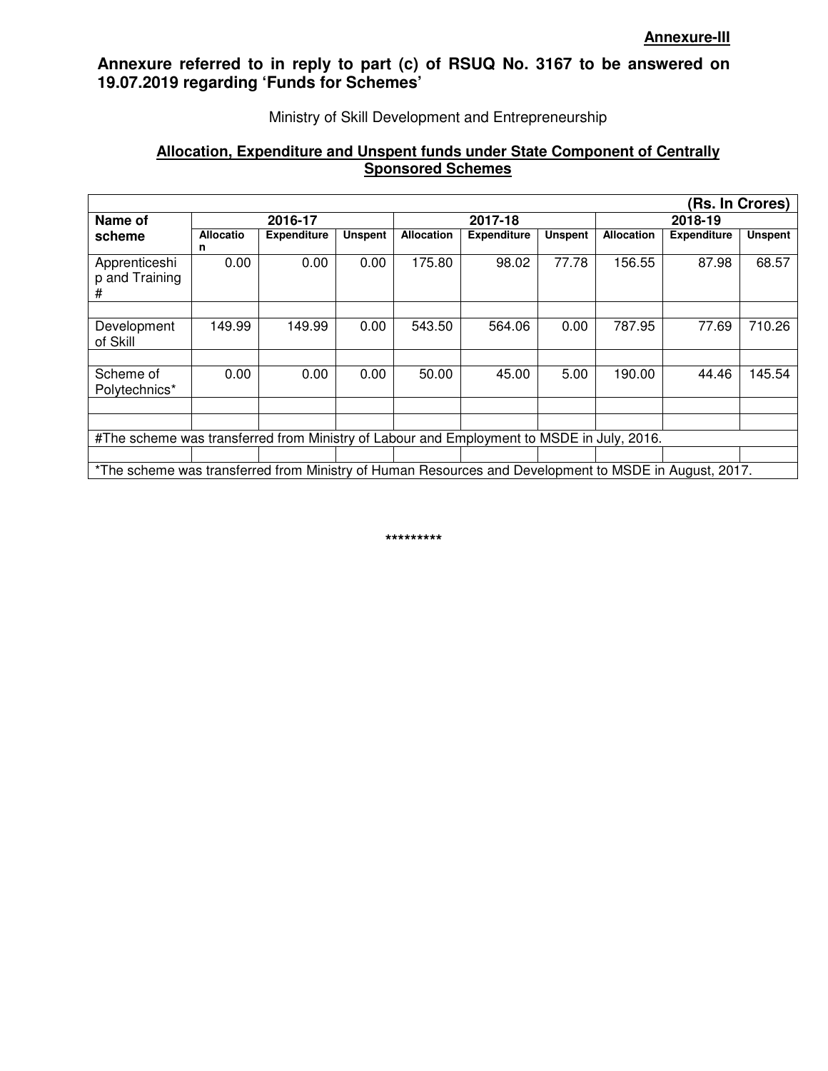**Annexure-III**

**Annexure referred to in reply to part (c) of RSUQ No. 3167 to be answered on 19.07.2019 regarding 'Funds for Schemes'**

Ministry of Skill Development and Entrepreneurship

**Allocation, Expenditure and Unspent funds under State Component of Centrally Sponsored Schemes**

(Rs. In Crores)

| Name of scheme | 2016-17 | | | 2017-18 | | | 2018-19 | | |
|---|---|---|---|---|---|---|---|---|---|
| | Allocation | Expenditure | Unspent | Allocation | Expenditure | Unspent | Allocation | Expenditure | Unspent |
| Apprenticeship and Training # | 0.00 | 0.00 | 0.00 | 175.80 | 98.02 | 77.78 | 156.55 | 87.98 | 68.57 |
| Development of Skill | 149.99 | 149.99 | 0.00 | 543.50 | 564.06 | 0.00 | 787.95 | 77.69 | 710.26 |
| Scheme of Polytechnics* | 0.00 | 0.00 | 0.00 | 50.00 | 45.00 | 5.00 | 190.00 | 44.46 | 145.54 |

#The scheme was transferred from Ministry of Labour and Employment to MSDE in July, 2016.

*The scheme was transferred from Ministry of Human Resources and Development to MSDE in August, 2017.

*********